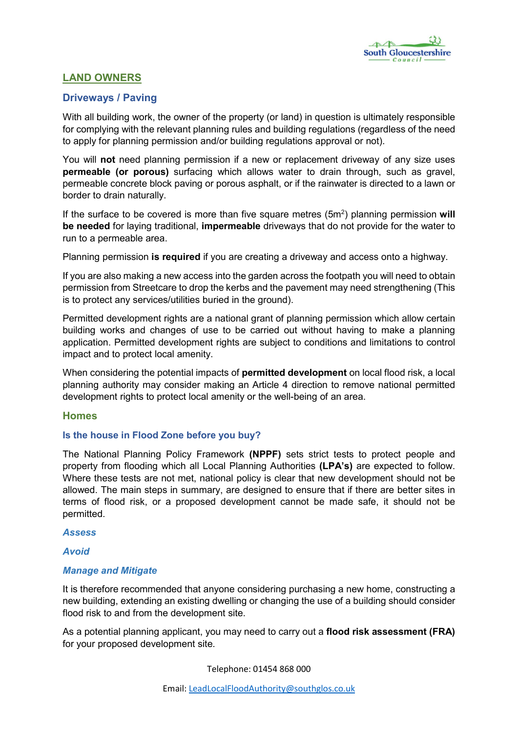## LAND OWNERS

### Driveways / Paving

With all building work, the owner of the property (or land) in question is ultimately responsible for complying with the relevant planning rules and building regulations (regardless of the need to apply for planning permission and/or building regulations approval or not).

You will **not** need planning permission if a new or replacement driveway of any size uses **permeable (or porous)** surfacing which allows water to drain through, such as gravel, permeable concrete block paving or porous asphalt, or if the rainwater is directed to a lawn or border to drain naturally.

If the surface to be covered is more than five square metres ($5m^2$) planning permission **will be needed** for laying traditional, **impermeable** driveways that do not provide for the water to run to a permeable area.

Planning permission **is required** if you are creating a driveway and access onto a highway.

If you are also making a new access into the garden across the footpath you will need to obtain permission from Streetcare to drop the kerbs and the pavement may need strengthening (This is to protect any services/utilities buried in the ground).

Permitted development rights are a national grant of planning permission which allow certain building works and changes of use to be carried out without having to make a planning application. Permitted development rights are subject to conditions and limitations to control impact and to protect local amenity.

When considering the potential impacts of **permitted development** on local flood risk, a local planning authority may consider making an Article 4 direction to remove national permitted development rights to protect local amenity or the well-being of an area.

### Homes

#### Is the house in Flood Zone before you buy?

The National Planning Policy Framework **(NPPF)** sets strict tests to protect people and property from flooding which all Local Planning Authorities **(LPA's)** are expected to follow. Where these tests are not met, national policy is clear that new development should not be allowed. The main steps in summary, are designed to ensure that if there are better sites in terms of flood risk, or a proposed development cannot be made safe, it should not be permitted.

***Assess***

***Avoid***

***Manage and Mitigate***

It is therefore recommended that anyone considering purchasing a new home, constructing a new building, extending an existing dwelling or changing the use of a building should consider flood risk to and from the development site.

As a potential planning applicant, you may need to carry out a **flood risk assessment (FRA)** for your proposed development site.

Telephone: 01454 868 000

Email: LeadLocalFloodAuthority@southglos.co.uk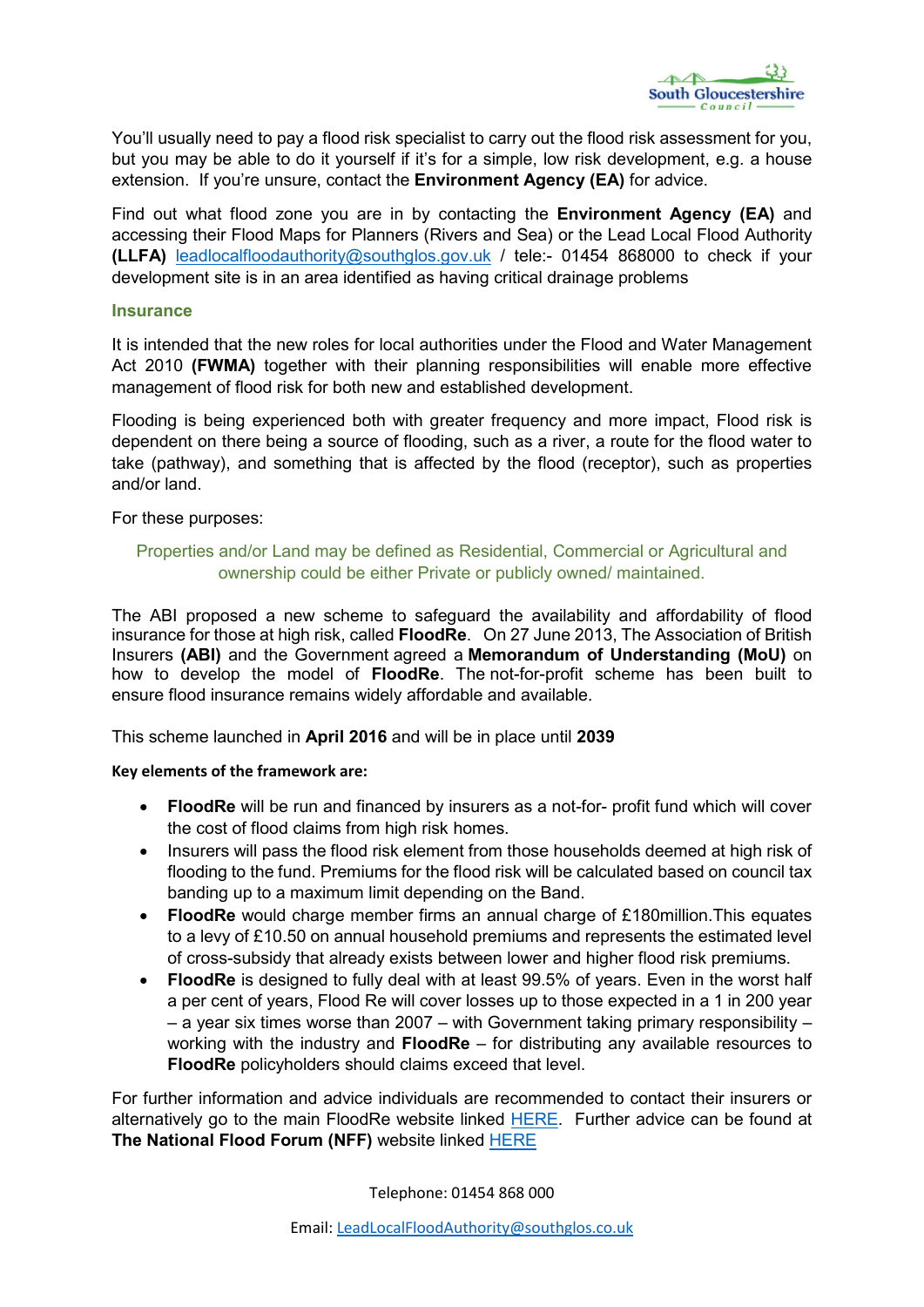You'll usually need to pay a flood risk specialist to carry out the flood risk assessment for you, but you may be able to do it yourself if it's for a simple, low risk development, e.g. a house extension. If you're unsure, contact the **Environment Agency (EA)** for advice.

Find out what flood zone you are in by contacting the **Environment Agency (EA)** and accessing their Flood Maps for Planners (Rivers and Sea) or the Lead Local Flood Authority **(LLFA)** leadlocalfloodauthority@southglos.gov.uk / tele:- 01454 868000 to check if your development site is in an area identified as having critical drainage problems

### Insurance

It is intended that the new roles for local authorities under the Flood and Water Management Act 2010 **(FWMA)** together with their planning responsibilities will enable more effective management of flood risk for both new and established development.

Flooding is being experienced both with greater frequency and more impact, Flood risk is dependent on there being a source of flooding, such as a river, a route for the flood water to take (pathway), and something that is affected by the flood (receptor), such as properties and/or land.

For these purposes:

Properties and/or Land may be defined as Residential, Commercial or Agricultural and ownership could be either Private or publicly owned/ maintained.

The ABI proposed a new scheme to safeguard the availability and affordability of flood insurance for those at high risk, called **FloodRe**. On 27 June 2013, The Association of British Insurers **(ABI)** and the Government agreed a **Memorandum of Understanding (MoU)** on how to develop the model of **FloodRe**. The not-for-profit scheme has been built to ensure flood insurance remains widely affordable and available.

This scheme launched in **April 2016** and will be in place until **2039**

**Key elements of the framework are:**

- **FloodRe** will be run and financed by insurers as a not-for- profit fund which will cover the cost of flood claims from high risk homes.
- Insurers will pass the flood risk element from those households deemed at high risk of flooding to the fund. Premiums for the flood risk will be calculated based on council tax banding up to a maximum limit depending on the Band.
- **FloodRe** would charge member firms an annual charge of £180million.This equates to a levy of £10.50 on annual household premiums and represents the estimated level of cross-subsidy that already exists between lower and higher flood risk premiums.
- **FloodRe** is designed to fully deal with at least 99.5% of years. Even in the worst half a per cent of years, Flood Re will cover losses up to those expected in a 1 in 200 year – a year six times worse than 2007 – with Government taking primary responsibility – working with the industry and **FloodRe** – for distributing any available resources to **FloodRe** policyholders should claims exceed that level.

For further information and advice individuals are recommended to contact their insurers or alternatively go to the main FloodRe website linked HERE. Further advice can be found at **The National Flood Forum (NFF)** website linked HERE

Telephone: 01454 868 000

Email: LeadLocalFloodAuthority@southglos.co.uk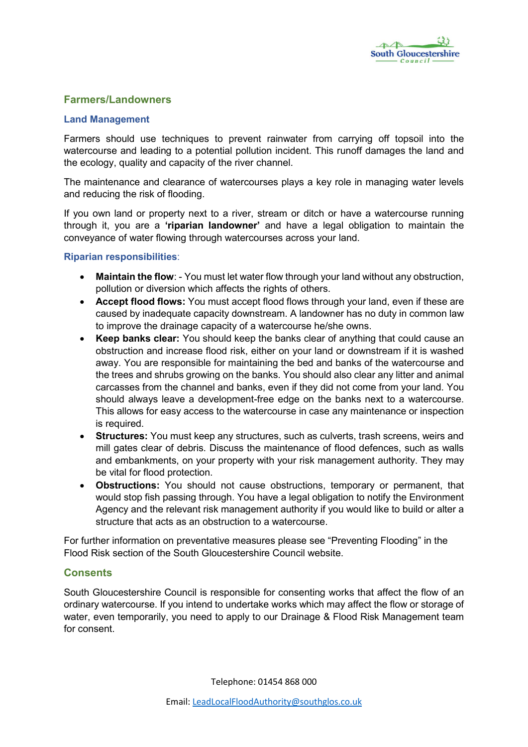## Farmers/Landowners

### Land Management

Farmers should use techniques to prevent rainwater from carrying off topsoil into the watercourse and leading to a potential pollution incident. This runoff damages the land and the ecology, quality and capacity of the river channel.

The maintenance and clearance of watercourses plays a key role in managing water levels and reducing the risk of flooding.

If you own land or property next to a river, stream or ditch or have a watercourse running through it, you are a **'riparian landowner'** and have a legal obligation to maintain the conveyance of water flowing through watercourses across your land.

### Riparian responsibilities:

- **Maintain the flow**: - You must let water flow through your land without any obstruction, pollution or diversion which affects the rights of others.
- **Accept flood flows:** You must accept flood flows through your land, even if these are caused by inadequate capacity downstream. A landowner has no duty in common law to improve the drainage capacity of a watercourse he/she owns.
- **Keep banks clear:** You should keep the banks clear of anything that could cause an obstruction and increase flood risk, either on your land or downstream if it is washed away. You are responsible for maintaining the bed and banks of the watercourse and the trees and shrubs growing on the banks. You should also clear any litter and animal carcasses from the channel and banks, even if they did not come from your land. You should always leave a development-free edge on the banks next to a watercourse. This allows for easy access to the watercourse in case any maintenance or inspection is required.
- **Structures:** You must keep any structures, such as culverts, trash screens, weirs and mill gates clear of debris. Discuss the maintenance of flood defences, such as walls and embankments, on your property with your risk management authority. They may be vital for flood protection.
- **Obstructions:** You should not cause obstructions, temporary or permanent, that would stop fish passing through. You have a legal obligation to notify the Environment Agency and the relevant risk management authority if you would like to build or alter a structure that acts as an obstruction to a watercourse.

For further information on preventative measures please see "Preventing Flooding" in the Flood Risk section of the South Gloucestershire Council website.

## Consents

South Gloucestershire Council is responsible for consenting works that affect the flow of an ordinary watercourse. If you intend to undertake works which may affect the flow or storage of water, even temporarily, you need to apply to our Drainage & Flood Risk Management team for consent.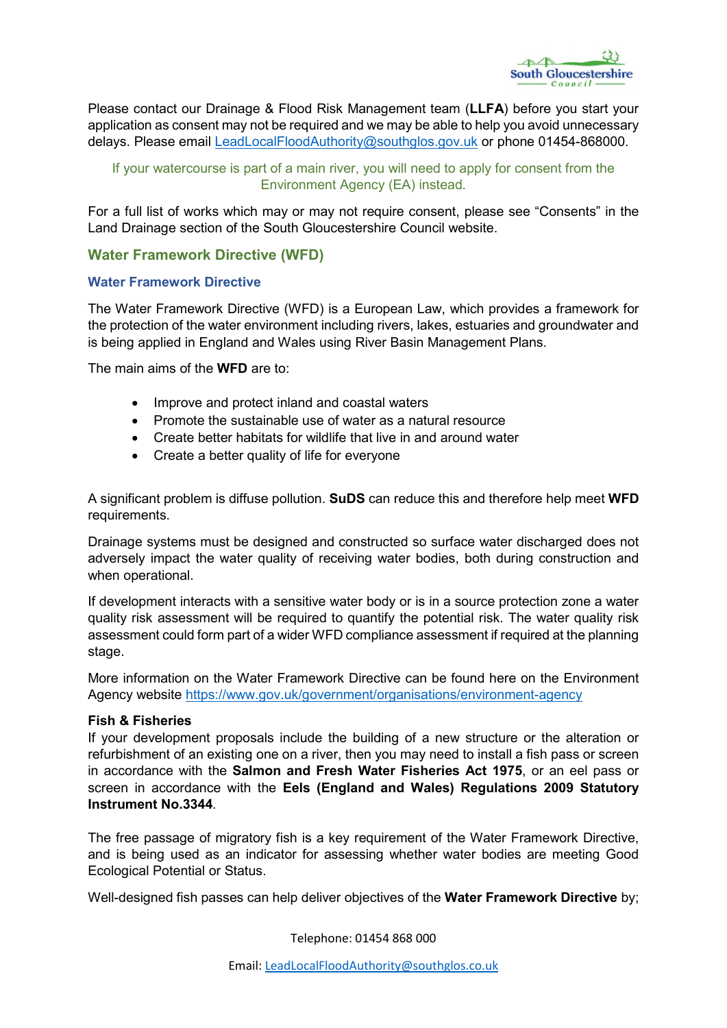Please contact our Drainage & Flood Risk Management team (**LLFA**) before you start your application as consent may not be required and we may be able to help you avoid unnecessary delays. Please email LeadLocalFloodAuthority@southglos.gov.uk or phone 01454-868000.

If your watercourse is part of a main river, you will need to apply for consent from the Environment Agency (EA) instead.

For a full list of works which may or may not require consent, please see "Consents" in the Land Drainage section of the South Gloucestershire Council website.

## Water Framework Directive (WFD)

### Water Framework Directive

The Water Framework Directive (WFD) is a European Law, which provides a framework for the protection of the water environment including rivers, lakes, estuaries and groundwater and is being applied in England and Wales using River Basin Management Plans.

The main aims of the **WFD** are to:

- Improve and protect inland and coastal waters
- Promote the sustainable use of water as a natural resource
- Create better habitats for wildlife that live in and around water
- Create a better quality of life for everyone

A significant problem is diffuse pollution. **SuDS** can reduce this and therefore help meet **WFD** requirements.

Drainage systems must be designed and constructed so surface water discharged does not adversely impact the water quality of receiving water bodies, both during construction and when operational.

If development interacts with a sensitive water body or is in a source protection zone a water quality risk assessment will be required to quantify the potential risk. The water quality risk assessment could form part of a wider WFD compliance assessment if required at the planning stage.

More information on the Water Framework Directive can be found here on the Environment Agency website https://www.gov.uk/government/organisations/environment-agency

**Fish & Fisheries**

If your development proposals include the building of a new structure or the alteration or refurbishment of an existing one on a river, then you may need to install a fish pass or screen in accordance with the **Salmon and Fresh Water Fisheries Act 1975**, or an eel pass or screen in accordance with the **Eels (England and Wales) Regulations 2009 Statutory Instrument No.3344**.

The free passage of migratory fish is a key requirement of the Water Framework Directive, and is being used as an indicator for assessing whether water bodies are meeting Good Ecological Potential or Status.

Well-designed fish passes can help deliver objectives of the **Water Framework Directive** by;

Telephone: 01454 868 000

Email: LeadLocalFloodAuthority@southglos.co.uk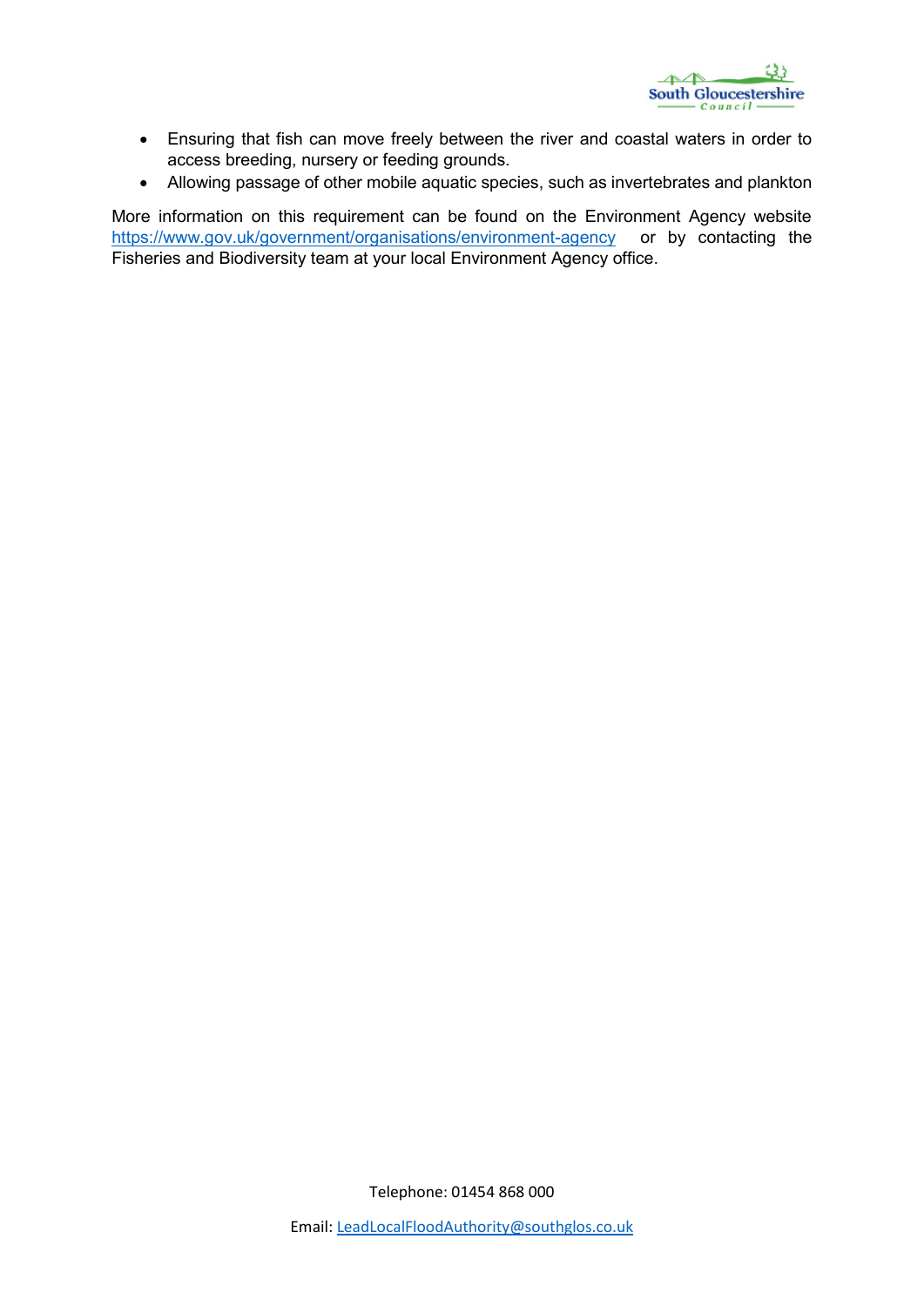- Ensuring that fish can move freely between the river and coastal waters in order to access breeding, nursery or feeding grounds.
- Allowing passage of other mobile aquatic species, such as invertebrates and plankton

More information on this requirement can be found on the Environment Agency website https://www.gov.uk/government/organisations/environment-agency or by contacting the Fisheries and Biodiversity team at your local Environment Agency office.

Telephone: 01454 868 000

Email: LeadLocalFloodAuthority@southglos.co.uk